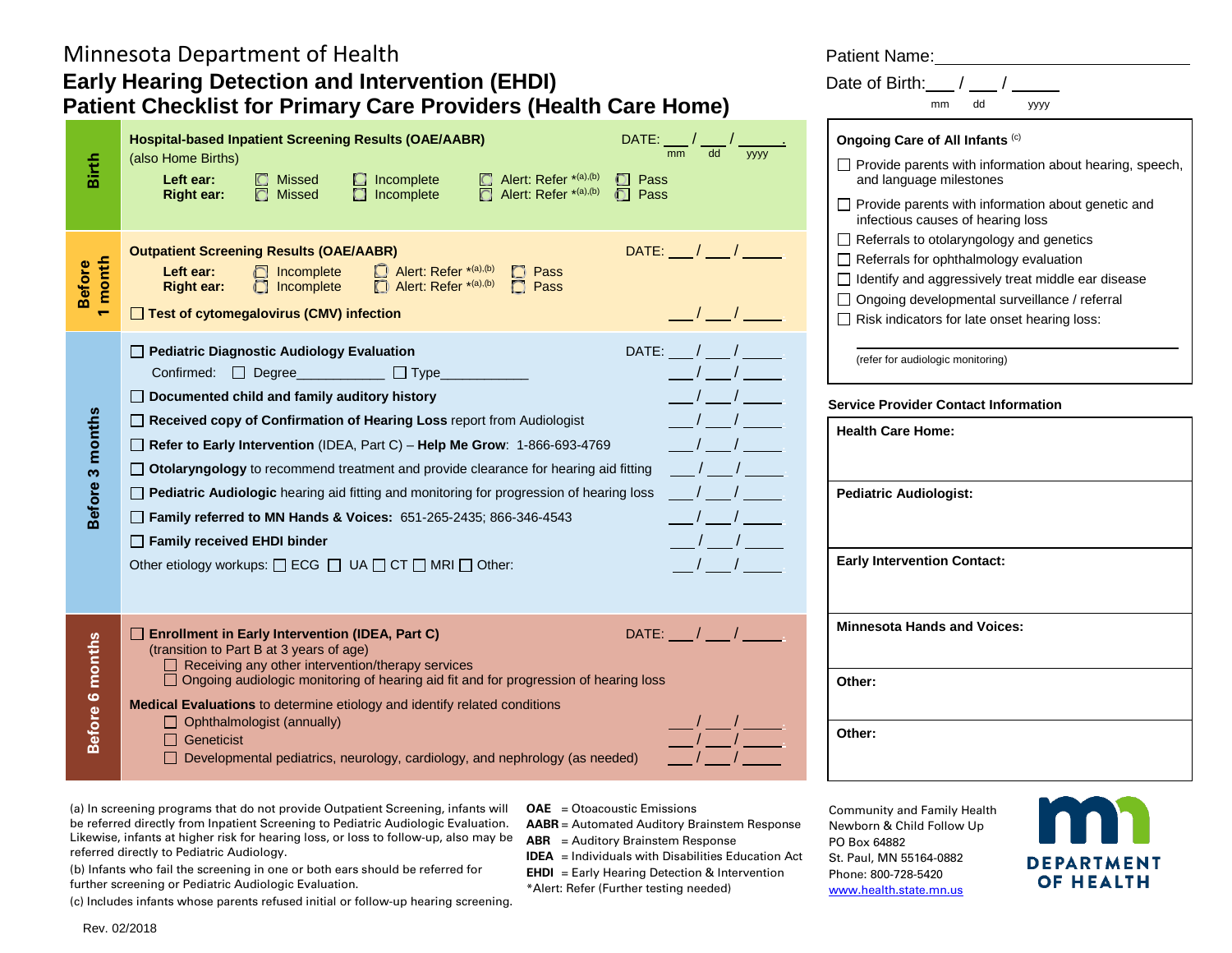Minnesota Department of Health

# Early Hearing Detection and Intervention (EHDI)
# Patient Checklist for Primary Care Providers (Health Care Home)

Patient Name: ____________________

Date of Birth: ___ / ___ / _____ (mm dd yyyy)

## Birth

**Hospital-based Inpatient Screening Results (OAE/AABR)** DATE: ___ / ___ / _____ (mm dd yyyy)
(also Home Births)

| | | | | |
|---|---|---|---|---|
| **Left ear:** | ☐ Missed | ☐ Incomplete | ☐ Alert: Refer *[(a),(b)] | ☐ Pass |
| **Right ear:** | ☐ Missed | ☐ Incomplete | ☐ Alert: Refer *[(a),(b)] | ☐ Pass |

## Before 1 month

**Outpatient Screening Results (OAE/AABR)** DATE: ___ / ___ / _____

| | | | |
|---|---|---|---|
| **Left ear:** | ☐ Incomplete | ☐ Alert: Refer *[(a),(b)] | ☐ Pass |
| **Right ear:** | ☐ Incomplete | ☐ Alert: Refer *[(a),(b)] | ☐ Pass |

☐ **Test of cytomegalovirus (CMV) infection** ___ / ___ / _____

## Before 3 months

- ☐ **Pediatric Diagnostic Audiology Evaluation** DATE: ___ / ___ / _____
  Confirmed: ☐ Degree___________ ☐ Type___________ ___ / ___ / _____
- ☐ **Documented child and family auditory history** ___ / ___ / _____
- ☐ **Received copy of Confirmation of Hearing Loss** report from Audiologist ___ / ___ / _____
- ☐ **Refer to Early Intervention** (IDEA, Part C) – **Help Me Grow**: 1-866-693-4769 ___ / ___ / _____
- ☐ **Otolaryngology** to recommend treatment and provide clearance for hearing aid fitting ___ / ___ / _____
- ☐ **Pediatric Audiologic** hearing aid fitting and monitoring for progression of hearing loss ___ / ___ / _____
- ☐ **Family referred to MN Hands & Voices:** 651-265-2435; 866-346-4543 ___ / ___ / _____
- ☐ **Family received EHDI binder** ___ / ___ / _____
- Other etiology workups: ☐ ECG ☐ UA ☐ CT ☐ MRI ☐ Other: ___ / ___ / _____

## Before 6 months

☐ **Enrollment in Early Intervention (IDEA, Part C)** DATE: ___ / ___ / _____
(transition to Part B at 3 years of age)
- ☐ Receiving any other intervention/therapy services
- ☐ Ongoing audiologic monitoring of hearing aid fit and for progression of hearing loss

**Medical Evaluations** to determine etiology and identify related conditions
- ☐ Ophthalmologist (annually) ___ / ___ / _____
- ☐ Geneticist ___ / ___ / _____
- ☐ Developmental pediatrics, neurology, cardiology, and nephrology (as needed) ___ / ___ / _____

## Ongoing Care of All Infants [(c)]

- ☐ Provide parents with information about hearing, speech, and language milestones
- ☐ Provide parents with information about genetic and infectious causes of hearing loss
- ☐ Referrals to otolaryngology and genetics
- ☐ Referrals for ophthalmology evaluation
- ☐ Identify and aggressively treat middle ear disease
- ☐ Ongoing developmental surveillance / referral
- ☐ Risk indicators for late onset hearing loss:

____________________
(refer for audiologic monitoring)

## Service Provider Contact Information

| |
|---|
| **Health Care Home:** |
| **Pediatric Audiologist:** |
| **Early Intervention Contact:** |
| **Minnesota Hands and Voices:** |
| **Other:** |
| **Other:** |

(a) In screening programs that do not provide Outpatient Screening, infants will be referred directly from Inpatient Screening to Pediatric Audiologic Evaluation. Likewise, infants at higher risk for hearing loss, or loss to follow-up, also may be referred directly to Pediatric Audiology.

(b) Infants who fail the screening in one or both ears should be referred for further screening or Pediatric Audiologic Evaluation.

(c) Includes infants whose parents refused initial or follow-up hearing screening.

**OAE** = Otoacoustic Emissions
**AABR** = Automated Auditory Brainstem Response
**ABR** = Auditory Brainstem Response
**IDEA** = Individuals with Disabilities Education Act
**EHDI** = Early Hearing Detection & Intervention
*Alert: Refer (Further testing needed)

Community and Family Health
Newborn & Child Follow Up
PO Box 64882
St. Paul, MN 55164-0882
Phone: 800-728-5420
www.health.state.mn.us

DEPARTMENT OF HEALTH

Rev. 02/2018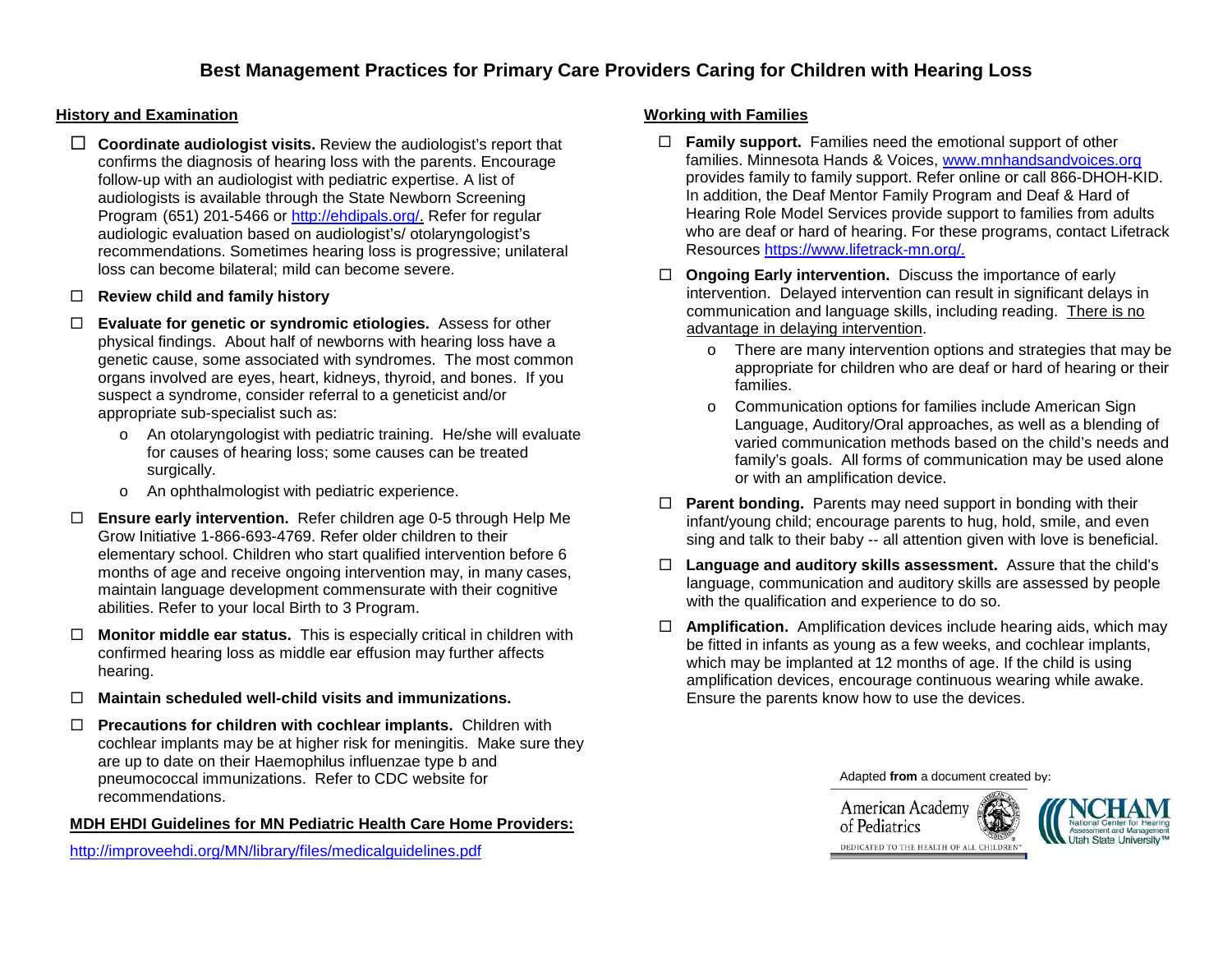# Best Management Practices for Primary Care Providers Caring for Children with Hearing Loss

## History and Examination

- ☐ **Coordinate audiologist visits.** Review the audiologist's report that confirms the diagnosis of hearing loss with the parents. Encourage follow-up with an audiologist with pediatric expertise. A list of audiologists is available through the State Newborn Screening Program (651) 201-5466 or http://ehdipals.org/. Refer for regular audiologic evaluation based on audiologist's/ otolaryngologist's recommendations. Sometimes hearing loss is progressive; unilateral loss can become bilateral; mild can become severe.
- ☐ **Review child and family history**
- ☐ **Evaluate for genetic or syndromic etiologies.** Assess for other physical findings. About half of newborns with hearing loss have a genetic cause, some associated with syndromes. The most common organs involved are eyes, heart, kidneys, thyroid, and bones. If you suspect a syndrome, consider referral to a geneticist and/or appropriate sub-specialist such as:
  - An otolaryngologist with pediatric training. He/she will evaluate for causes of hearing loss; some causes can be treated surgically.
  - An ophthalmologist with pediatric experience.
- ☐ **Ensure early intervention.** Refer children age 0-5 through Help Me Grow Initiative 1-866-693-4769. Refer older children to their elementary school. Children who start qualified intervention before 6 months of age and receive ongoing intervention may, in many cases, maintain language development commensurate with their cognitive abilities. Refer to your local Birth to 3 Program.
- ☐ **Monitor middle ear status.** This is especially critical in children with confirmed hearing loss as middle ear effusion may further affects hearing.
- ☐ **Maintain scheduled well-child visits and immunizations.**
- ☐ **Precautions for children with cochlear implants.** Children with cochlear implants may be at higher risk for meningitis. Make sure they are up to date on their Haemophilus influenzae type b and pneumococcal immunizations. Refer to CDC website for recommendations.

**MDH EHDI Guidelines for MN Pediatric Health Care Home Providers:**

http://improveehdi.org/MN/library/files/medicalguidelines.pdf

## Working with Families

- ☐ **Family support.** Families need the emotional support of other families. Minnesota Hands & Voices, www.mnhandsandvoices.org provides family to family support. Refer online or call 866-DHOH-KID. In addition, the Deaf Mentor Family Program and Deaf & Hard of Hearing Role Model Services provide support to families from adults who are deaf or hard of hearing. For these programs, contact Lifetrack Resources https://www.lifetrack-mn.org/.
- ☐ **Ongoing Early intervention.** Discuss the importance of early intervention. Delayed intervention can result in significant delays in communication and language skills, including reading. There is no advantage in delaying intervention.
  - There are many intervention options and strategies that may be appropriate for children who are deaf or hard of hearing or their families.
  - Communication options for families include American Sign Language, Auditory/Oral approaches, as well as a blending of varied communication methods based on the child's needs and family's goals. All forms of communication may be used alone or with an amplification device.
- ☐ **Parent bonding.** Parents may need support in bonding with their infant/young child; encourage parents to hug, hold, smile, and even sing and talk to their baby -- all attention given with love is beneficial.
- ☐ **Language and auditory skills assessment.** Assure that the child's language, communication and auditory skills are assessed by people with the qualification and experience to do so.
- ☐ **Amplification.** Amplification devices include hearing aids, which may be fitted in infants as young as a few weeks, and cochlear implants, which may be implanted at 12 months of age. If the child is using amplification devices, encourage continuous wearing while awake. Ensure the parents know how to use the devices.

Adapted **from** a document created by:

American Academy of Pediatrics — DEDICATED TO THE HEALTH OF ALL CHILDREN™

NCHAM — National Center for Hearing Assessment and Management, Utah State University™